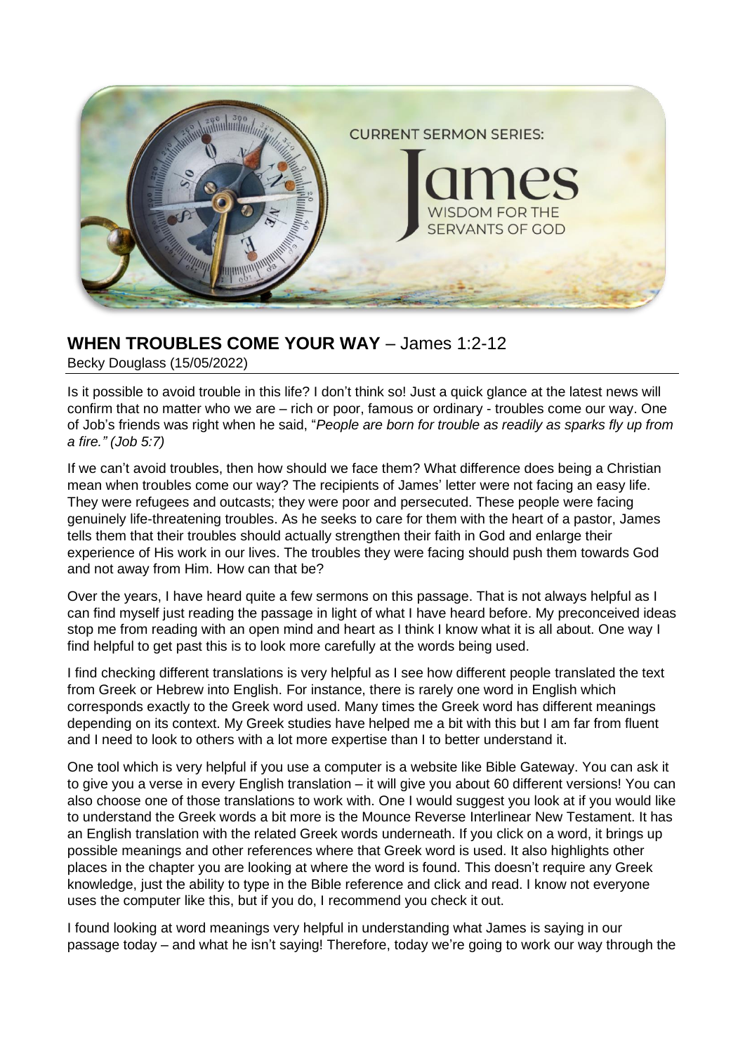## WHEN TROUBLES COME YOUR WAY – James 1:2-12

Becky Douglass (15/05/2022)

Is it possible to avoid trouble in this life? I don't think so! Just a quick glance at the latest news will confirm that no matter who we are – rich or poor, famous or ordinary - troubles come our way. One of Job's friends was right when he said, "*People are born for trouble as readily as sparks fly up from a fire." (Job 5:7)*

If we can't avoid troubles, then how should we face them? What difference does being a Christian mean when troubles come our way? The recipients of James' letter were not facing an easy life. They were refugees and outcasts; they were poor and persecuted. These people were facing genuinely life-threatening troubles. As he seeks to care for them with the heart of a pastor, James tells them that their troubles should actually strengthen their faith in God and enlarge their experience of His work in our lives. The troubles they were facing should push them towards God and not away from Him. How can that be?

Over the years, I have heard quite a few sermons on this passage. That is not always helpful as I can find myself just reading the passage in light of what I have heard before. My preconceived ideas stop me from reading with an open mind and heart as I think I know what it is all about. One way I find helpful to get past this is to look more carefully at the words being used.

I find checking different translations is very helpful as I see how different people translated the text from Greek or Hebrew into English. For instance, there is rarely one word in English which corresponds exactly to the Greek word used. Many times the Greek word has different meanings depending on its context. My Greek studies have helped me a bit with this but I am far from fluent and I need to look to others with a lot more expertise than I to better understand it.

One tool which is very helpful if you use a computer is a website like Bible Gateway. You can ask it to give you a verse in every English translation – it will give you about 60 different versions! You can also choose one of those translations to work with. One I would suggest you look at if you would like to understand the Greek words a bit more is the Mounce Reverse Interlinear New Testament. It has an English translation with the related Greek words underneath. If you click on a word, it brings up possible meanings and other references where that Greek word is used. It also highlights other places in the chapter you are looking at where the word is found. This doesn't require any Greek knowledge, just the ability to type in the Bible reference and click and read. I know not everyone uses the computer like this, but if you do, I recommend you check it out.

I found looking at word meanings very helpful in understanding what James is saying in our passage today – and what he isn't saying! Therefore, today we're going to work our way through the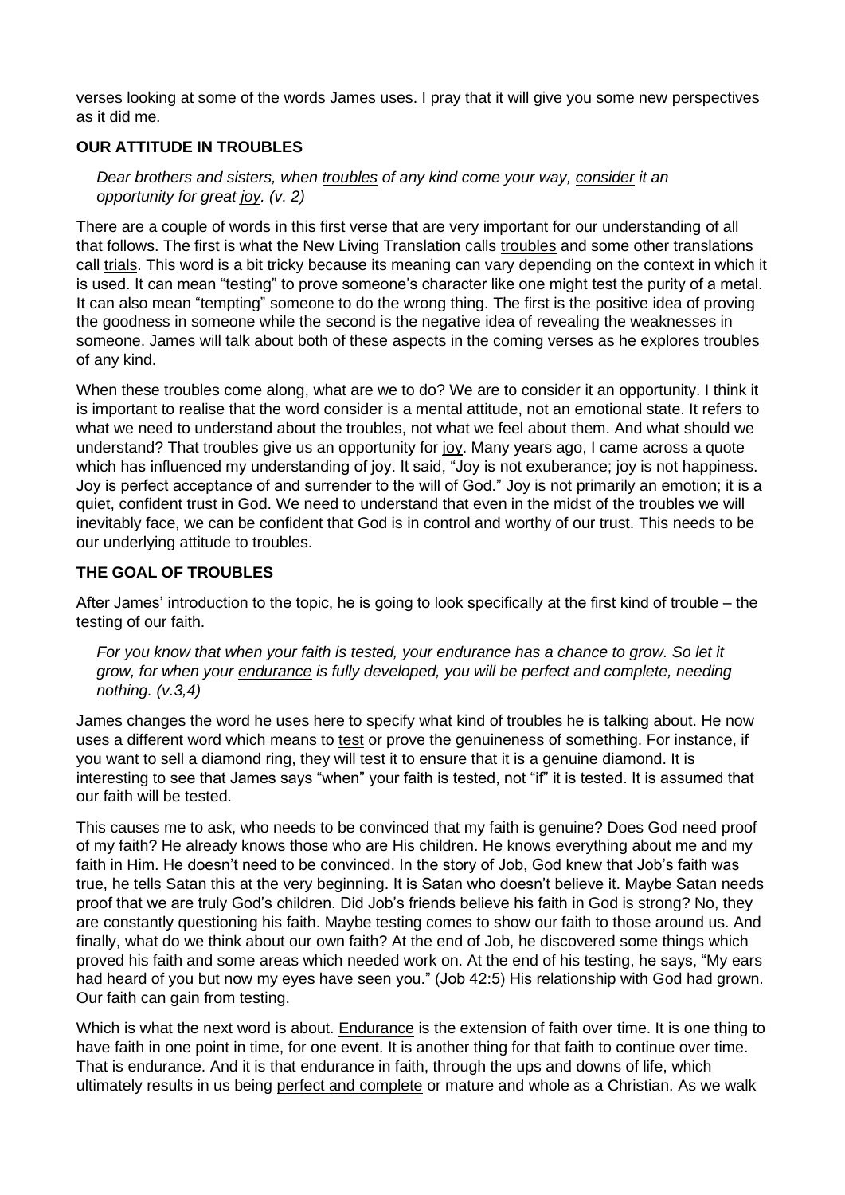verses looking at some of the words James uses. I pray that it will give you some new perspectives as it did me.

## OUR ATTITUDE IN TROUBLES

> *Dear brothers and sisters, when troubles of any kind come your way, consider it an opportunity for great joy. (v. 2)*

There are a couple of words in this first verse that are very important for our understanding of all that follows. The first is what the New Living Translation calls troubles and some other translations call trials. This word is a bit tricky because its meaning can vary depending on the context in which it is used. It can mean "testing" to prove someone's character like one might test the purity of a metal. It can also mean "tempting" someone to do the wrong thing. The first is the positive idea of proving the goodness in someone while the second is the negative idea of revealing the weaknesses in someone. James will talk about both of these aspects in the coming verses as he explores troubles of any kind.

When these troubles come along, what are we to do? We are to consider it an opportunity. I think it is important to realise that the word consider is a mental attitude, not an emotional state. It refers to what we need to understand about the troubles, not what we feel about them. And what should we understand? That troubles give us an opportunity for joy. Many years ago, I came across a quote which has influenced my understanding of joy. It said, "Joy is not exuberance; joy is not happiness. Joy is perfect acceptance of and surrender to the will of God." Joy is not primarily an emotion; it is a quiet, confident trust in God. We need to understand that even in the midst of the troubles we will inevitably face, we can be confident that God is in control and worthy of our trust. This needs to be our underlying attitude to troubles.

## THE GOAL OF TROUBLES

After James' introduction to the topic, he is going to look specifically at the first kind of trouble – the testing of our faith.

> *For you know that when your faith is tested, your endurance has a chance to grow. So let it grow, for when your endurance is fully developed, you will be perfect and complete, needing nothing. (v.3,4)*

James changes the word he uses here to specify what kind of troubles he is talking about. He now uses a different word which means to test or prove the genuineness of something. For instance, if you want to sell a diamond ring, they will test it to ensure that it is a genuine diamond. It is interesting to see that James says "when" your faith is tested, not "if" it is tested. It is assumed that our faith will be tested.

This causes me to ask, who needs to be convinced that my faith is genuine? Does God need proof of my faith? He already knows those who are His children. He knows everything about me and my faith in Him. He doesn't need to be convinced. In the story of Job, God knew that Job's faith was true, he tells Satan this at the very beginning. It is Satan who doesn't believe it. Maybe Satan needs proof that we are truly God's children. Did Job's friends believe his faith in God is strong? No, they are constantly questioning his faith. Maybe testing comes to show our faith to those around us. And finally, what do we think about our own faith? At the end of Job, he discovered some things which proved his faith and some areas which needed work on. At the end of his testing, he says, "My ears had heard of you but now my eyes have seen you." (Job 42:5) His relationship with God had grown. Our faith can gain from testing.

Which is what the next word is about. Endurance is the extension of faith over time. It is one thing to have faith in one point in time, for one event. It is another thing for that faith to continue over time. That is endurance. And it is that endurance in faith, through the ups and downs of life, which ultimately results in us being perfect and complete or mature and whole as a Christian. As we walk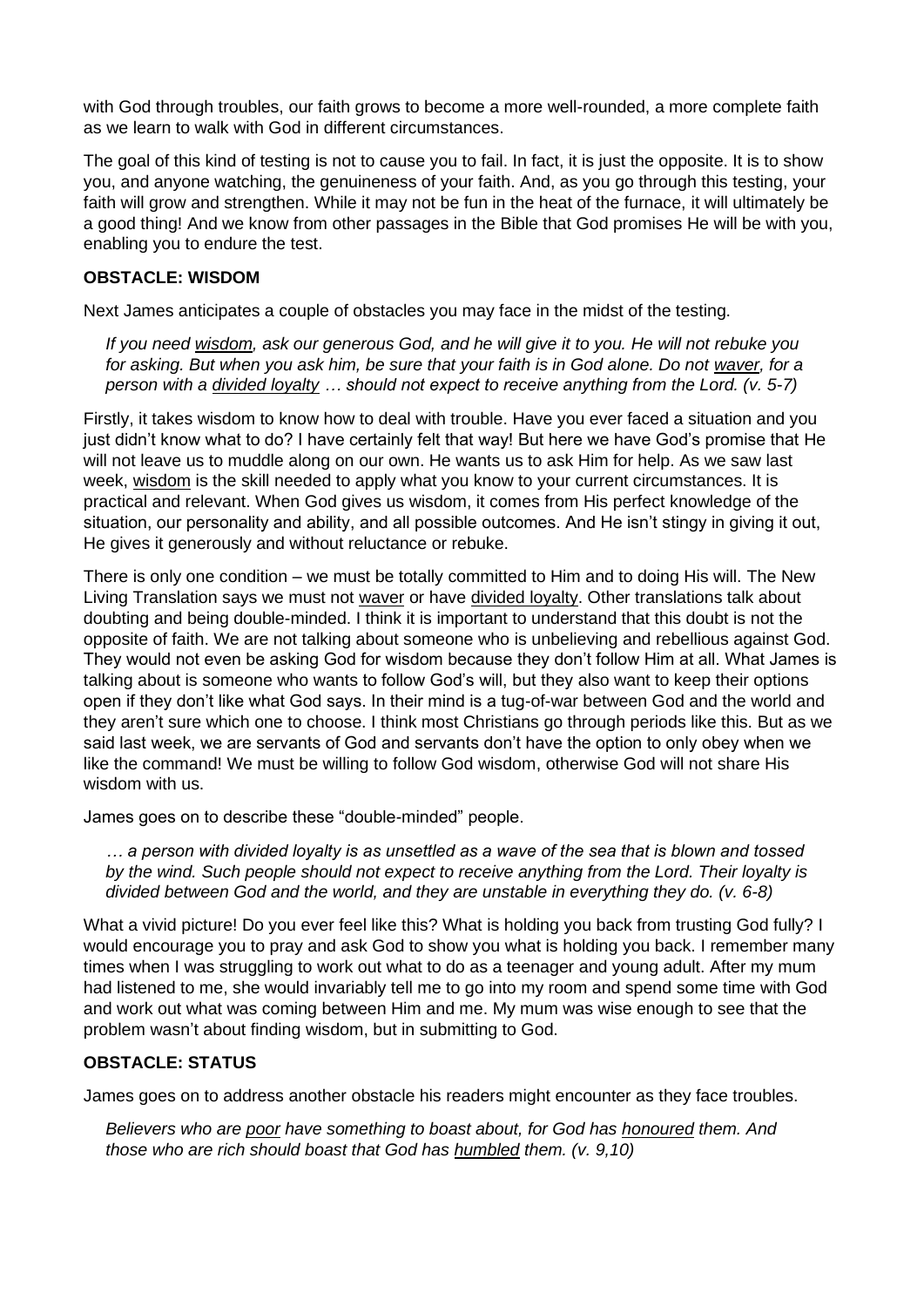with God through troubles, our faith grows to become a more well-rounded, a more complete faith as we learn to walk with God in different circumstances.

The goal of this kind of testing is not to cause you to fail. In fact, it is just the opposite. It is to show you, and anyone watching, the genuineness of your faith. And, as you go through this testing, your faith will grow and strengthen. While it may not be fun in the heat of the furnace, it will ultimately be a good thing! And we know from other passages in the Bible that God promises He will be with you, enabling you to endure the test.

**OBSTACLE: WISDOM**

Next James anticipates a couple of obstacles you may face in the midst of the testing.

> *If you need wisdom, ask our generous God, and he will give it to you. He will not rebuke you for asking. But when you ask him, be sure that your faith is in God alone. Do not waver, for a person with a divided loyalty … should not expect to receive anything from the Lord. (v. 5-7)*

Firstly, it takes wisdom to know how to deal with trouble. Have you ever faced a situation and you just didn't know what to do? I have certainly felt that way! But here we have God's promise that He will not leave us to muddle along on our own. He wants us to ask Him for help. As we saw last week, wisdom is the skill needed to apply what you know to your current circumstances. It is practical and relevant. When God gives us wisdom, it comes from His perfect knowledge of the situation, our personality and ability, and all possible outcomes. And He isn't stingy in giving it out, He gives it generously and without reluctance or rebuke.

There is only one condition – we must be totally committed to Him and to doing His will. The New Living Translation says we must not waver or have divided loyalty. Other translations talk about doubting and being double-minded. I think it is important to understand that this doubt is not the opposite of faith. We are not talking about someone who is unbelieving and rebellious against God. They would not even be asking God for wisdom because they don't follow Him at all. What James is talking about is someone who wants to follow God's will, but they also want to keep their options open if they don't like what God says. In their mind is a tug-of-war between God and the world and they aren't sure which one to choose. I think most Christians go through periods like this. But as we said last week, we are servants of God and servants don't have the option to only obey when we like the command! We must be willing to follow God wisdom, otherwise God will not share His wisdom with us.

James goes on to describe these "double-minded" people.

> *… a person with divided loyalty is as unsettled as a wave of the sea that is blown and tossed by the wind. Such people should not expect to receive anything from the Lord. Their loyalty is divided between God and the world, and they are unstable in everything they do. (v. 6-8)*

What a vivid picture! Do you ever feel like this? What is holding you back from trusting God fully? I would encourage you to pray and ask God to show you what is holding you back. I remember many times when I was struggling to work out what to do as a teenager and young adult. After my mum had listened to me, she would invariably tell me to go into my room and spend some time with God and work out what was coming between Him and me. My mum was wise enough to see that the problem wasn't about finding wisdom, but in submitting to God.

**OBSTACLE: STATUS**

James goes on to address another obstacle his readers might encounter as they face troubles.

> *Believers who are poor have something to boast about, for God has honoured them. And those who are rich should boast that God has humbled them. (v. 9,10)*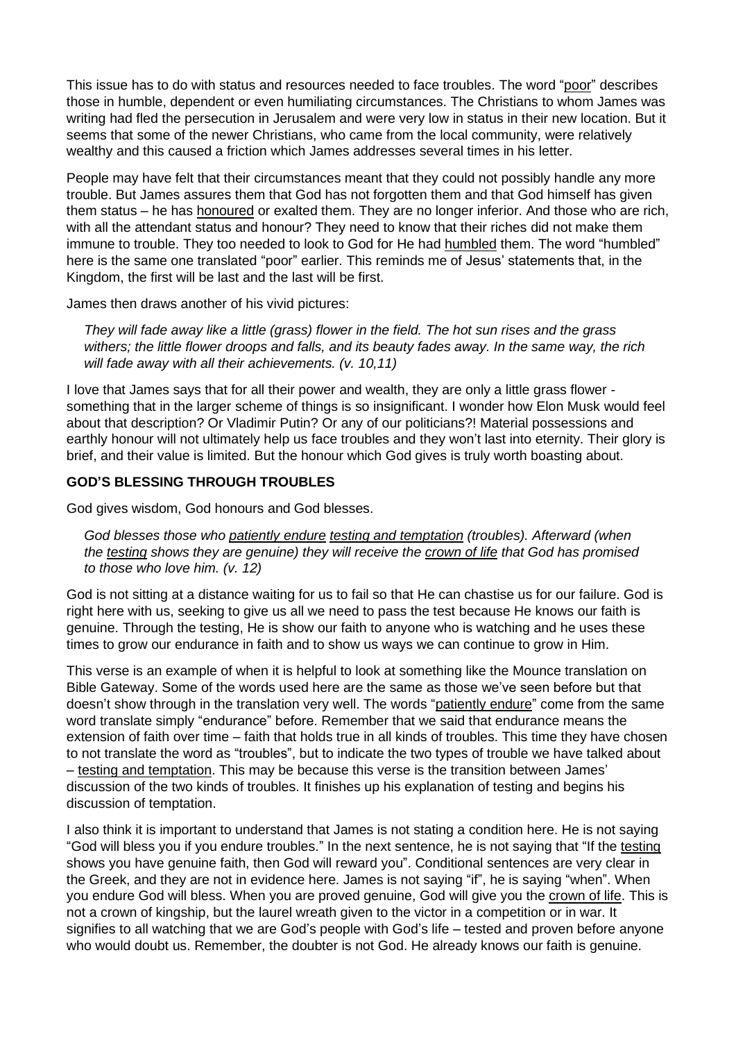This issue has to do with status and resources needed to face troubles. The word "poor" describes those in humble, dependent or even humiliating circumstances. The Christians to whom James was writing had fled the persecution in Jerusalem and were very low in status in their new location. But it seems that some of the newer Christians, who came from the local community, were relatively wealthy and this caused a friction which James addresses several times in his letter.

People may have felt that their circumstances meant that they could not possibly handle any more trouble. But James assures them that God has not forgotten them and that God himself has given them status – he has honoured or exalted them. They are no longer inferior. And those who are rich, with all the attendant status and honour? They need to know that their riches did not make them immune to trouble. They too needed to look to God for He had humbled them. The word "humbled" here is the same one translated "poor" earlier. This reminds me of Jesus' statements that, in the Kingdom, the first will be last and the last will be first.

James then draws another of his vivid pictures:

> *They will fade away like a little (grass) flower in the field. The hot sun rises and the grass withers; the little flower droops and falls, and its beauty fades away. In the same way, the rich will fade away with all their achievements. (v. 10,11)*

I love that James says that for all their power and wealth, they are only a little grass flower - something that in the larger scheme of things is so insignificant. I wonder how Elon Musk would feel about that description? Or Vladimir Putin? Or any of our politicians?! Material possessions and earthly honour will not ultimately help us face troubles and they won't last into eternity. Their glory is brief, and their value is limited. But the honour which God gives is truly worth boasting about.

**GOD'S BLESSING THROUGH TROUBLES**

God gives wisdom, God honours and God blesses.

> *God blesses those who patiently endure testing and temptation (troubles). Afterward (when the testing shows they are genuine) they will receive the crown of life that God has promised to those who love him. (v. 12)*

God is not sitting at a distance waiting for us to fail so that He can chastise us for our failure. God is right here with us, seeking to give us all we need to pass the test because He knows our faith is genuine. Through the testing, He is show our faith to anyone who is watching and he uses these times to grow our endurance in faith and to show us ways we can continue to grow in Him.

This verse is an example of when it is helpful to look at something like the Mounce translation on Bible Gateway. Some of the words used here are the same as those we've seen before but that doesn't show through in the translation very well. The words "patiently endure" come from the same word translate simply "endurance" before. Remember that we said that endurance means the extension of faith over time – faith that holds true in all kinds of troubles. This time they have chosen to not translate the word as "troubles", but to indicate the two types of trouble we have talked about – testing and temptation. This may be because this verse is the transition between James' discussion of the two kinds of troubles. It finishes up his explanation of testing and begins his discussion of temptation.

I also think it is important to understand that James is not stating a condition here. He is not saying "God will bless you if you endure troubles." In the next sentence, he is not saying that "If the testing shows you have genuine faith, then God will reward you". Conditional sentences are very clear in the Greek, and they are not in evidence here. James is not saying "if", he is saying "when". When you endure God will bless. When you are proved genuine, God will give you the crown of life. This is not a crown of kingship, but the laurel wreath given to the victor in a competition or in war. It signifies to all watching that we are God's people with God's life – tested and proven before anyone who would doubt us. Remember, the doubter is not God. He already knows our faith is genuine.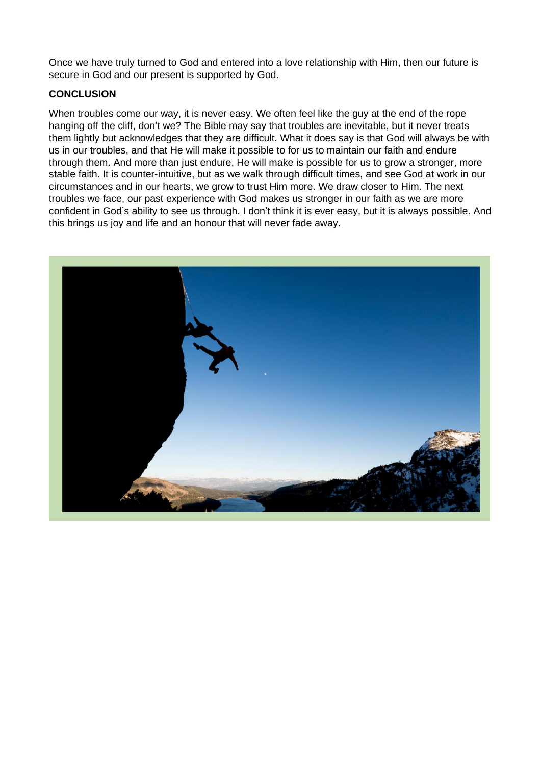Once we have truly turned to God and entered into a love relationship with Him, then our future is secure in God and our present is supported by God.

**CONCLUSION**

When troubles come our way, it is never easy. We often feel like the guy at the end of the rope hanging off the cliff, don't we? The Bible may say that troubles are inevitable, but it never treats them lightly but acknowledges that they are difficult. What it does say is that God will always be with us in our troubles, and that He will make it possible to for us to maintain our faith and endure through them. And more than just endure, He will make is possible for us to grow a stronger, more stable faith. It is counter-intuitive, but as we walk through difficult times, and see God at work in our circumstances and in our hearts, we grow to trust Him more. We draw closer to Him. The next troubles we face, our past experience with God makes us stronger in our faith as we are more confident in God's ability to see us through. I don't think it is ever easy, but it is always possible. And this brings us joy and life and an honour that will never fade away.